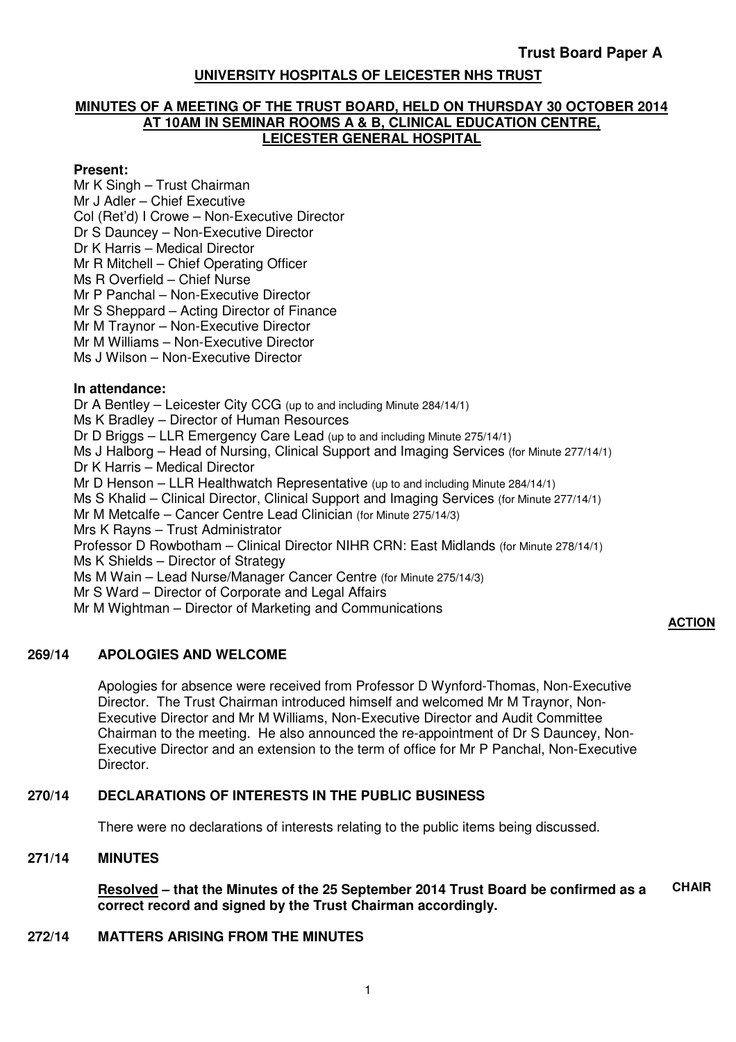**Trust Board Paper A**

**UNIVERSITY HOSPITALS OF LEICESTER NHS TRUST**

**MINUTES OF A MEETING OF THE TRUST BOARD, HELD ON THURSDAY 30 OCTOBER 2014 AT 10AM IN SEMINAR ROOMS A & B, CLINICAL EDUCATION CENTRE, LEICESTER GENERAL HOSPITAL**

**Present:**

Mr K Singh – Trust Chairman
Mr J Adler – Chief Executive
Col (Ret'd) I Crowe – Non-Executive Director
Dr S Dauncey – Non-Executive Director
Dr K Harris – Medical Director
Mr R Mitchell – Chief Operating Officer
Ms R Overfield – Chief Nurse
Mr P Panchal – Non-Executive Director
Mr S Sheppard – Acting Director of Finance
Mr M Traynor – Non-Executive Director
Mr M Williams – Non-Executive Director
Ms J Wilson – Non-Executive Director

**In attendance:**

Dr A Bentley – Leicester City CCG (up to and including Minute 284/14/1)
Ms K Bradley – Director of Human Resources
Dr D Briggs – LLR Emergency Care Lead (up to and including Minute 275/14/1)
Ms J Halborg – Head of Nursing, Clinical Support and Imaging Services (for Minute 277/14/1)
Dr K Harris – Medical Director
Mr D Henson – LLR Healthwatch Representative (up to and including Minute 284/14/1)
Ms S Khalid – Clinical Director, Clinical Support and Imaging Services (for Minute 277/14/1)
Mr M Metcalfe – Cancer Centre Lead Clinician (for Minute 275/14/3)
Mrs K Rayns – Trust Administrator
Professor D Rowbotham – Clinical Director NIHR CRN: East Midlands (for Minute 278/14/1)
Ms K Shields – Director of Strategy
Ms M Wain – Lead Nurse/Manager Cancer Centre (for Minute 275/14/3)
Mr S Ward – Director of Corporate and Legal Affairs
Mr M Wightman – Director of Marketing and Communications

**ACTION**

**269/14 APOLOGIES AND WELCOME**

Apologies for absence were received from Professor D Wynford-Thomas, Non-Executive Director. The Trust Chairman introduced himself and welcomed Mr M Traynor, Non-Executive Director and Mr M Williams, Non-Executive Director and Audit Committee Chairman to the meeting. He also announced the re-appointment of Dr S Dauncey, Non-Executive Director and an extension to the term of office for Mr P Panchal, Non-Executive Director.

**270/14 DECLARATIONS OF INTERESTS IN THE PUBLIC BUSINESS**

There were no declarations of interests relating to the public items being discussed.

**271/14 MINUTES**

**Resolved – that the Minutes of the 25 September 2014 Trust Board be confirmed as a correct record and signed by the Trust Chairman accordingly.** **CHAIR**

**272/14 MATTERS ARISING FROM THE MINUTES**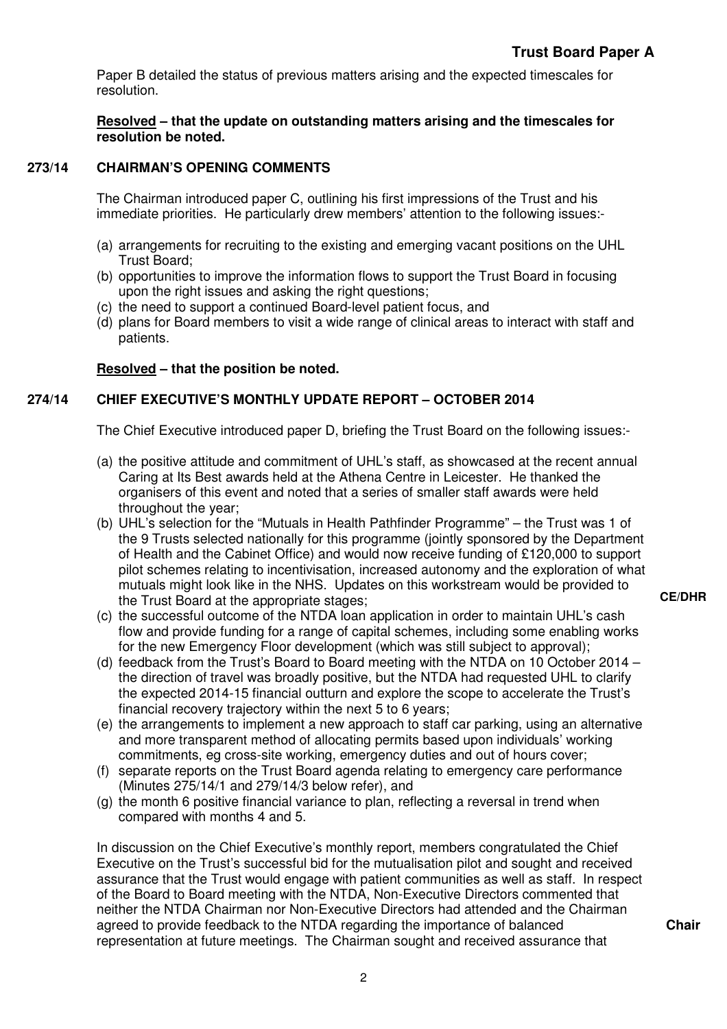Paper B detailed the status of previous matters arising and the expected timescales for resolution.

**Resolved – that the update on outstanding matters arising and the timescales for resolution be noted.**

## 273/14 CHAIRMAN'S OPENING COMMENTS

The Chairman introduced paper C, outlining his first impressions of the Trust and his immediate priorities. He particularly drew members' attention to the following issues:-

(a) arrangements for recruiting to the existing and emerging vacant positions on the UHL Trust Board;
(b) opportunities to improve the information flows to support the Trust Board in focusing upon the right issues and asking the right questions;
(c) the need to support a continued Board-level patient focus, and
(d) plans for Board members to visit a wide range of clinical areas to interact with staff and patients.

**Resolved – that the position be noted.**

## 274/14 CHIEF EXECUTIVE'S MONTHLY UPDATE REPORT – OCTOBER 2014

The Chief Executive introduced paper D, briefing the Trust Board on the following issues:-

(a) the positive attitude and commitment of UHL's staff, as showcased at the recent annual Caring at Its Best awards held at the Athena Centre in Leicester. He thanked the organisers of this event and noted that a series of smaller staff awards were held throughout the year;
(b) UHL's selection for the "Mutuals in Health Pathfinder Programme" – the Trust was 1 of the 9 Trusts selected nationally for this programme (jointly sponsored by the Department of Health and the Cabinet Office) and would now receive funding of £120,000 to support pilot schemes relating to incentivisation, increased autonomy and the exploration of what mutuals might look like in the NHS. Updates on this workstream would be provided to the Trust Board at the appropriate stages; **CE/DHR**
(c) the successful outcome of the NTDA loan application in order to maintain UHL's cash flow and provide funding for a range of capital schemes, including some enabling works for the new Emergency Floor development (which was still subject to approval);
(d) feedback from the Trust's Board to Board meeting with the NTDA on 10 October 2014 – the direction of travel was broadly positive, but the NTDA had requested UHL to clarify the expected 2014-15 financial outturn and explore the scope to accelerate the Trust's financial recovery trajectory within the next 5 to 6 years;
(e) the arrangements to implement a new approach to staff car parking, using an alternative and more transparent method of allocating permits based upon individuals' working commitments, eg cross-site working, emergency duties and out of hours cover;
(f) separate reports on the Trust Board agenda relating to emergency care performance (Minutes 275/14/1 and 279/14/3 below refer), and
(g) the month 6 positive financial variance to plan, reflecting a reversal in trend when compared with months 4 and 5.

In discussion on the Chief Executive's monthly report, members congratulated the Chief Executive on the Trust's successful bid for the mutualisation pilot and sought and received assurance that the Trust would engage with patient communities as well as staff. In respect of the Board to Board meeting with the NTDA, Non-Executive Directors commented that neither the NTDA Chairman nor Non-Executive Directors had attended and the Chairman agreed to provide feedback to the NTDA regarding the importance of balanced representation at future meetings. The Chairman sought and received assurance that **Chair**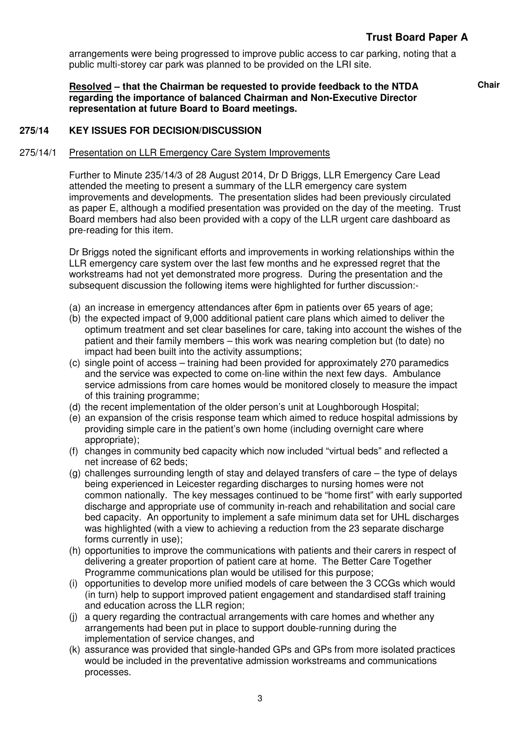arrangements were being progressed to improve public access to car parking, noting that a public multi-storey car park was planned to be provided on the LRI site.

**Resolved – that the Chairman be requested to provide feedback to the NTDA regarding the importance of balanced Chairman and Non-Executive Director representation at future Board to Board meetings.** **Chair**

## 275/14 KEY ISSUES FOR DECISION/DISCUSSION

### 275/14/1 Presentation on LLR Emergency Care System Improvements

Further to Minute 235/14/3 of 28 August 2014, Dr D Briggs, LLR Emergency Care Lead attended the meeting to present a summary of the LLR emergency care system improvements and developments. The presentation slides had been previously circulated as paper E, although a modified presentation was provided on the day of the meeting. Trust Board members had also been provided with a copy of the LLR urgent care dashboard as pre-reading for this item.

Dr Briggs noted the significant efforts and improvements in working relationships within the LLR emergency care system over the last few months and he expressed regret that the workstreams had not yet demonstrated more progress. During the presentation and the subsequent discussion the following items were highlighted for further discussion:-

(a) an increase in emergency attendances after 6pm in patients over 65 years of age;
(b) the expected impact of 9,000 additional patient care plans which aimed to deliver the optimum treatment and set clear baselines for care, taking into account the wishes of the patient and their family members – this work was nearing completion but (to date) no impact had been built into the activity assumptions;
(c) single point of access – training had been provided for approximately 270 paramedics and the service was expected to come on-line within the next few days. Ambulance service admissions from care homes would be monitored closely to measure the impact of this training programme;
(d) the recent implementation of the older person's unit at Loughborough Hospital;
(e) an expansion of the crisis response team which aimed to reduce hospital admissions by providing simple care in the patient's own home (including overnight care where appropriate);
(f) changes in community bed capacity which now included "virtual beds" and reflected a net increase of 62 beds;
(g) challenges surrounding length of stay and delayed transfers of care – the type of delays being experienced in Leicester regarding discharges to nursing homes were not common nationally. The key messages continued to be "home first" with early supported discharge and appropriate use of community in-reach and rehabilitation and social care bed capacity. An opportunity to implement a safe minimum data set for UHL discharges was highlighted (with a view to achieving a reduction from the 23 separate discharge forms currently in use);
(h) opportunities to improve the communications with patients and their carers in respect of delivering a greater proportion of patient care at home. The Better Care Together Programme communications plan would be utilised for this purpose;
(i) opportunities to develop more unified models of care between the 3 CCGs which would (in turn) help to support improved patient engagement and standardised staff training and education across the LLR region;
(j) a query regarding the contractual arrangements with care homes and whether any arrangements had been put in place to support double-running during the implementation of service changes, and
(k) assurance was provided that single-handed GPs and GPs from more isolated practices would be included in the preventative admission workstreams and communications processes.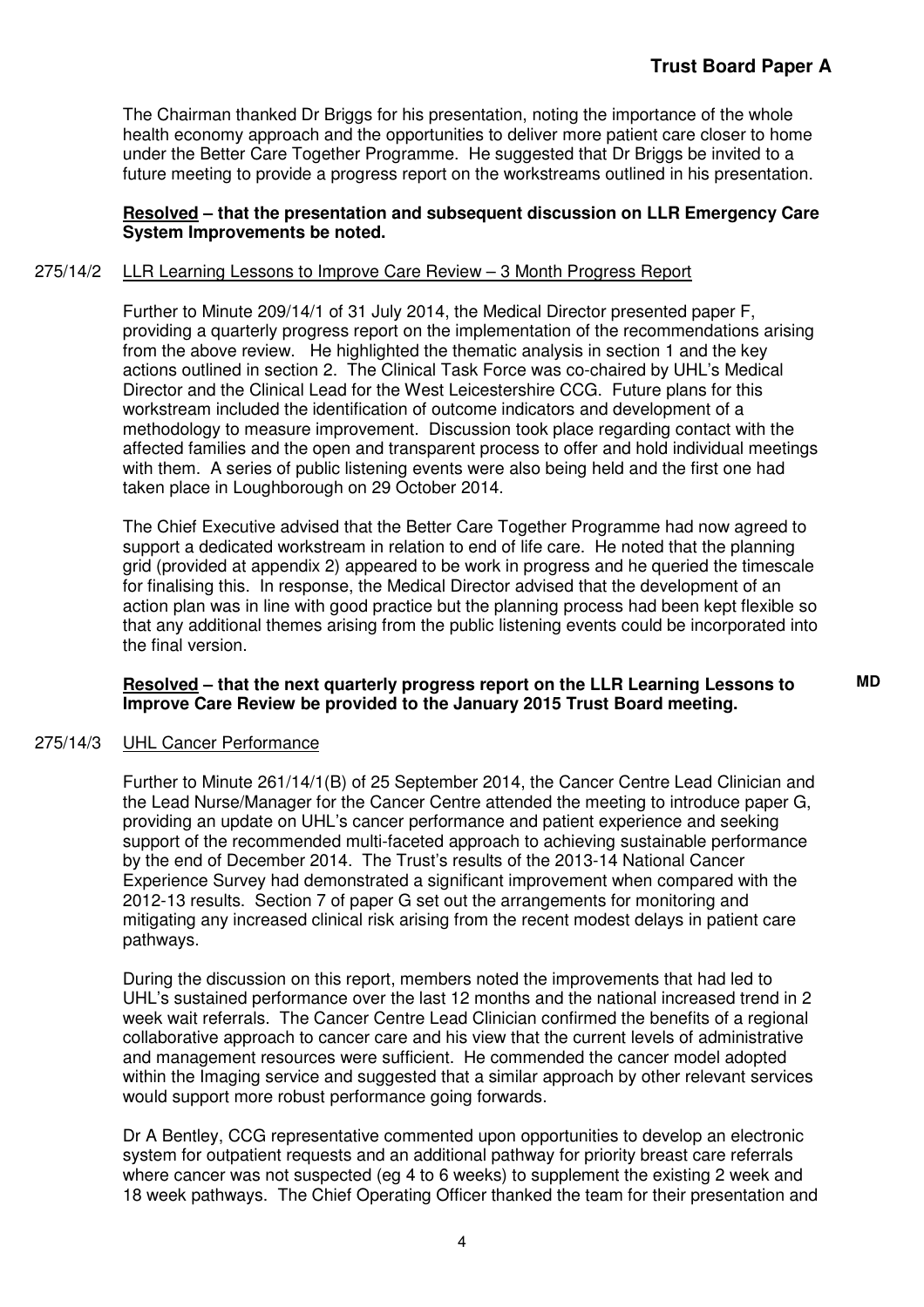**Trust Board Paper A**

The Chairman thanked Dr Briggs for his presentation, noting the importance of the whole health economy approach and the opportunities to deliver more patient care closer to home under the Better Care Together Programme. He suggested that Dr Briggs be invited to a future meeting to provide a progress report on the workstreams outlined in his presentation.

**Resolved – that the presentation and subsequent discussion on LLR Emergency Care System Improvements be noted.**

275/14/2 LLR Learning Lessons to Improve Care Review – 3 Month Progress Report

Further to Minute 209/14/1 of 31 July 2014, the Medical Director presented paper F, providing a quarterly progress report on the implementation of the recommendations arising from the above review. He highlighted the thematic analysis in section 1 and the key actions outlined in section 2. The Clinical Task Force was co-chaired by UHL's Medical Director and the Clinical Lead for the West Leicestershire CCG. Future plans for this workstream included the identification of outcome indicators and development of a methodology to measure improvement. Discussion took place regarding contact with the affected families and the open and transparent process to offer and hold individual meetings with them. A series of public listening events were also being held and the first one had taken place in Loughborough on 29 October 2014.

The Chief Executive advised that the Better Care Together Programme had now agreed to support a dedicated workstream in relation to end of life care. He noted that the planning grid (provided at appendix 2) appeared to be work in progress and he queried the timescale for finalising this. In response, the Medical Director advised that the development of an action plan was in line with good practice but the planning process had been kept flexible so that any additional themes arising from the public listening events could be incorporated into the final version.

**Resolved – that the next quarterly progress report on the LLR Learning Lessons to Improve Care Review be provided to the January 2015 Trust Board meeting.** **MD**

275/14/3 UHL Cancer Performance

Further to Minute 261/14/1(B) of 25 September 2014, the Cancer Centre Lead Clinician and the Lead Nurse/Manager for the Cancer Centre attended the meeting to introduce paper G, providing an update on UHL's cancer performance and patient experience and seeking support of the recommended multi-faceted approach to achieving sustainable performance by the end of December 2014. The Trust's results of the 2013-14 National Cancer Experience Survey had demonstrated a significant improvement when compared with the 2012-13 results. Section 7 of paper G set out the arrangements for monitoring and mitigating any increased clinical risk arising from the recent modest delays in patient care pathways.

During the discussion on this report, members noted the improvements that had led to UHL's sustained performance over the last 12 months and the national increased trend in 2 week wait referrals. The Cancer Centre Lead Clinician confirmed the benefits of a regional collaborative approach to cancer care and his view that the current levels of administrative and management resources were sufficient. He commended the cancer model adopted within the Imaging service and suggested that a similar approach by other relevant services would support more robust performance going forwards.

Dr A Bentley, CCG representative commented upon opportunities to develop an electronic system for outpatient requests and an additional pathway for priority breast care referrals where cancer was not suspected (eg 4 to 6 weeks) to supplement the existing 2 week and 18 week pathways. The Chief Operating Officer thanked the team for their presentation and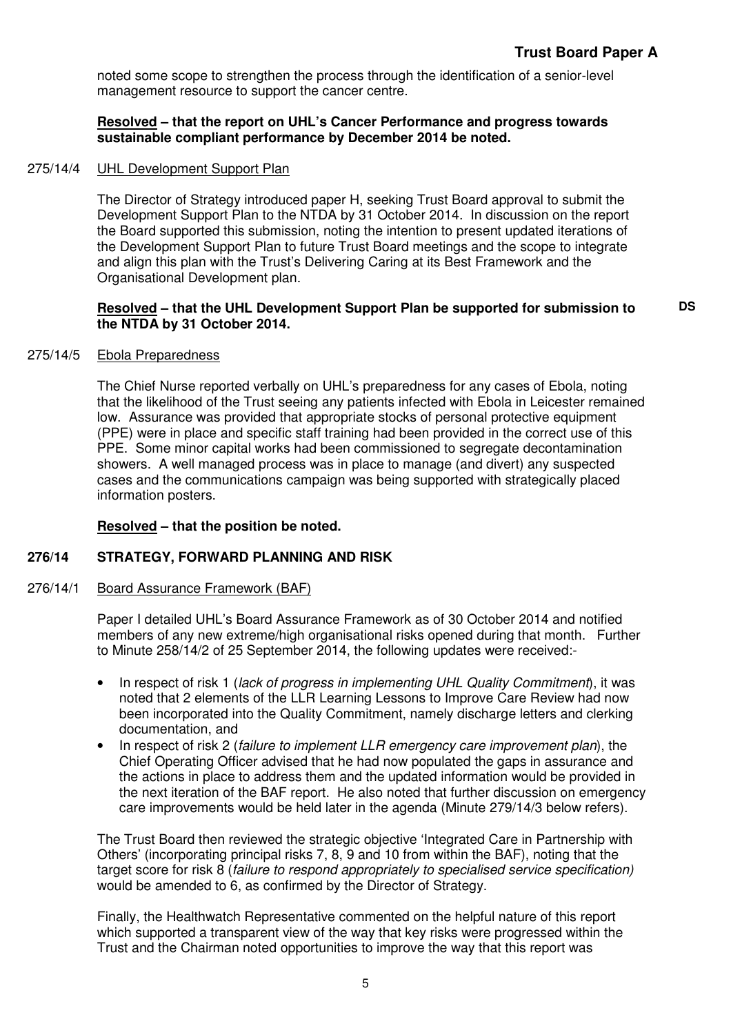noted some scope to strengthen the process through the identification of a senior-level management resource to support the cancer centre.

**Resolved – that the report on UHL's Cancer Performance and progress towards sustainable compliant performance by December 2014 be noted.**

275/14/4 UHL Development Support Plan

The Director of Strategy introduced paper H, seeking Trust Board approval to submit the Development Support Plan to the NTDA by 31 October 2014. In discussion on the report the Board supported this submission, noting the intention to present updated iterations of the Development Support Plan to future Trust Board meetings and the scope to integrate and align this plan with the Trust's Delivering Caring at its Best Framework and the Organisational Development plan.

**Resolved – that the UHL Development Support Plan be supported for submission to the NTDA by 31 October 2014.** **DS**

275/14/5 Ebola Preparedness

The Chief Nurse reported verbally on UHL's preparedness for any cases of Ebola, noting that the likelihood of the Trust seeing any patients infected with Ebola in Leicester remained low. Assurance was provided that appropriate stocks of personal protective equipment (PPE) were in place and specific staff training had been provided in the correct use of this PPE. Some minor capital works had been commissioned to segregate decontamination showers. A well managed process was in place to manage (and divert) any suspected cases and the communications campaign was being supported with strategically placed information posters.

**Resolved – that the position be noted.**

**276/14 STRATEGY, FORWARD PLANNING AND RISK**

276/14/1 Board Assurance Framework (BAF)

Paper I detailed UHL's Board Assurance Framework as of 30 October 2014 and notified members of any new extreme/high organisational risks opened during that month. Further to Minute 258/14/2 of 25 September 2014, the following updates were received:-

- In respect of risk 1 (*lack of progress in implementing UHL Quality Commitment*), it was noted that 2 elements of the LLR Learning Lessons to Improve Care Review had now been incorporated into the Quality Commitment, namely discharge letters and clerking documentation, and
- In respect of risk 2 (*failure to implement LLR emergency care improvement plan*), the Chief Operating Officer advised that he had now populated the gaps in assurance and the actions in place to address them and the updated information would be provided in the next iteration of the BAF report. He also noted that further discussion on emergency care improvements would be held later in the agenda (Minute 279/14/3 below refers).

The Trust Board then reviewed the strategic objective 'Integrated Care in Partnership with Others' (incorporating principal risks 7, 8, 9 and 10 from within the BAF), noting that the target score for risk 8 (*failure to respond appropriately to specialised service specification)* would be amended to 6, as confirmed by the Director of Strategy.

Finally, the Healthwatch Representative commented on the helpful nature of this report which supported a transparent view of the way that key risks were progressed within the Trust and the Chairman noted opportunities to improve the way that this report was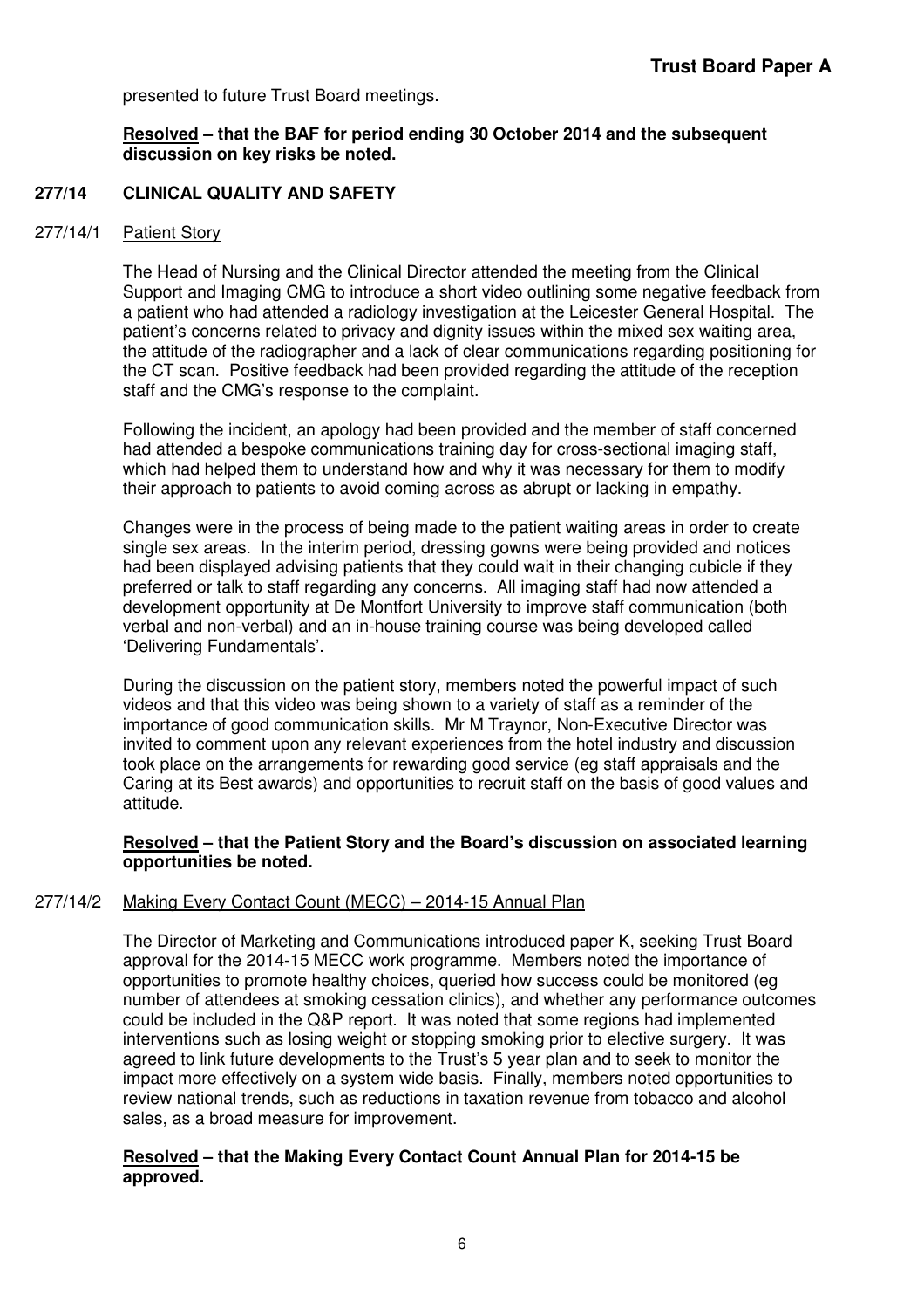presented to future Trust Board meetings.

**Resolved – that the BAF for period ending 30 October 2014 and the subsequent discussion on key risks be noted.**

## 277/14 CLINICAL QUALITY AND SAFETY

### 277/14/1 Patient Story

The Head of Nursing and the Clinical Director attended the meeting from the Clinical Support and Imaging CMG to introduce a short video outlining some negative feedback from a patient who had attended a radiology investigation at the Leicester General Hospital. The patient's concerns related to privacy and dignity issues within the mixed sex waiting area, the attitude of the radiographer and a lack of clear communications regarding positioning for the CT scan. Positive feedback had been provided regarding the attitude of the reception staff and the CMG's response to the complaint.

Following the incident, an apology had been provided and the member of staff concerned had attended a bespoke communications training day for cross-sectional imaging staff, which had helped them to understand how and why it was necessary for them to modify their approach to patients to avoid coming across as abrupt or lacking in empathy.

Changes were in the process of being made to the patient waiting areas in order to create single sex areas. In the interim period, dressing gowns were being provided and notices had been displayed advising patients that they could wait in their changing cubicle if they preferred or talk to staff regarding any concerns. All imaging staff had now attended a development opportunity at De Montfort University to improve staff communication (both verbal and non-verbal) and an in-house training course was being developed called 'Delivering Fundamentals'.

During the discussion on the patient story, members noted the powerful impact of such videos and that this video was being shown to a variety of staff as a reminder of the importance of good communication skills. Mr M Traynor, Non-Executive Director was invited to comment upon any relevant experiences from the hotel industry and discussion took place on the arrangements for rewarding good service (eg staff appraisals and the Caring at its Best awards) and opportunities to recruit staff on the basis of good values and attitude.

**Resolved – that the Patient Story and the Board's discussion on associated learning opportunities be noted.**

### 277/14/2 Making Every Contact Count (MECC) – 2014-15 Annual Plan

The Director of Marketing and Communications introduced paper K, seeking Trust Board approval for the 2014-15 MECC work programme. Members noted the importance of opportunities to promote healthy choices, queried how success could be monitored (eg number of attendees at smoking cessation clinics), and whether any performance outcomes could be included in the Q&P report. It was noted that some regions had implemented interventions such as losing weight or stopping smoking prior to elective surgery. It was agreed to link future developments to the Trust's 5 year plan and to seek to monitor the impact more effectively on a system wide basis. Finally, members noted opportunities to review national trends, such as reductions in taxation revenue from tobacco and alcohol sales, as a broad measure for improvement.

**Resolved – that the Making Every Contact Count Annual Plan for 2014-15 be approved.**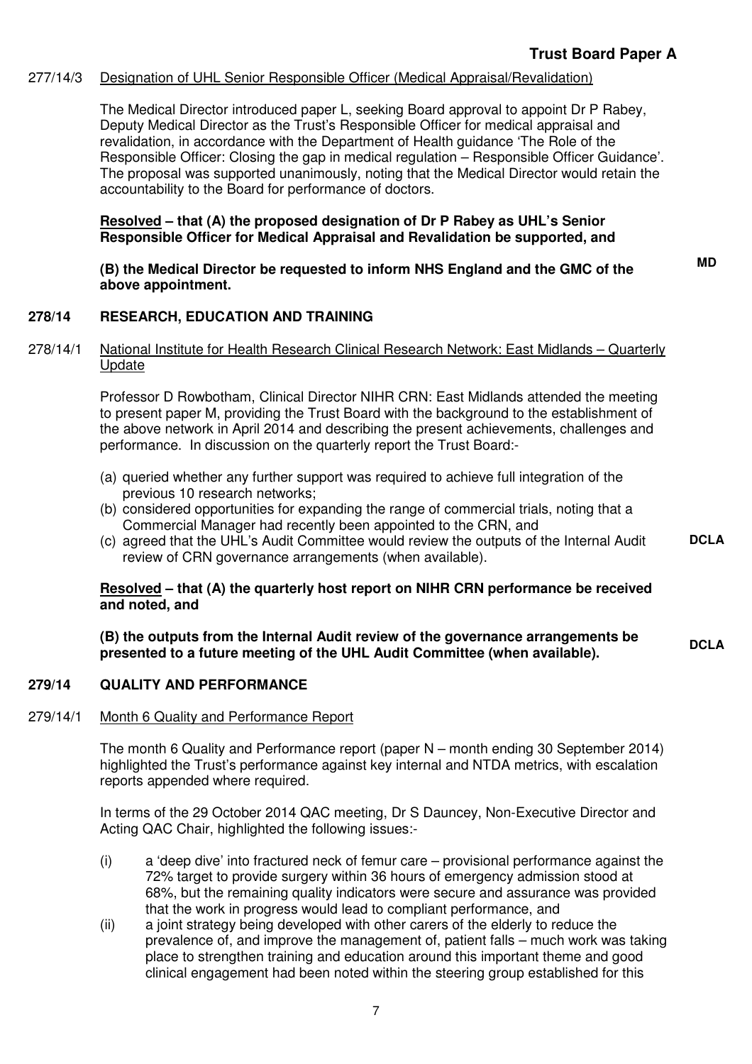**Trust Board Paper A**

277/14/3 Designation of UHL Senior Responsible Officer (Medical Appraisal/Revalidation)

The Medical Director introduced paper L, seeking Board approval to appoint Dr P Rabey, Deputy Medical Director as the Trust's Responsible Officer for medical appraisal and revalidation, in accordance with the Department of Health guidance 'The Role of the Responsible Officer: Closing the gap in medical regulation – Responsible Officer Guidance'. The proposal was supported unanimously, noting that the Medical Director would retain the accountability to the Board for performance of doctors.

**Resolved – that (A) the proposed designation of Dr P Rabey as UHL's Senior Responsible Officer for Medical Appraisal and Revalidation be supported, and**

**(B) the Medical Director be requested to inform NHS England and the GMC of the above appointment.** **MD**

## 278/14 RESEARCH, EDUCATION AND TRAINING

278/14/1 National Institute for Health Research Clinical Research Network: East Midlands – Quarterly Update

Professor D Rowbotham, Clinical Director NIHR CRN: East Midlands attended the meeting to present paper M, providing the Trust Board with the background to the establishment of the above network in April 2014 and describing the present achievements, challenges and performance. In discussion on the quarterly report the Trust Board:-

(a) queried whether any further support was required to achieve full integration of the previous 10 research networks;
(b) considered opportunities for expanding the range of commercial trials, noting that a Commercial Manager had recently been appointed to the CRN, and
(c) agreed that the UHL's Audit Committee would review the outputs of the Internal Audit review of CRN governance arrangements (when available). **DCLA**

**Resolved – that (A) the quarterly host report on NIHR CRN performance be received and noted, and**

**(B) the outputs from the Internal Audit review of the governance arrangements be presented to a future meeting of the UHL Audit Committee (when available).** **DCLA**

## 279/14 QUALITY AND PERFORMANCE

279/14/1 Month 6 Quality and Performance Report

The month 6 Quality and Performance report (paper N – month ending 30 September 2014) highlighted the Trust's performance against key internal and NTDA metrics, with escalation reports appended where required.

In terms of the 29 October 2014 QAC meeting, Dr S Dauncey, Non-Executive Director and Acting QAC Chair, highlighted the following issues:-

(i) a 'deep dive' into fractured neck of femur care – provisional performance against the 72% target to provide surgery within 36 hours of emergency admission stood at 68%, but the remaining quality indicators were secure and assurance was provided that the work in progress would lead to compliant performance, and
(ii) a joint strategy being developed with other carers of the elderly to reduce the prevalence of, and improve the management of, patient falls – much work was taking place to strengthen training and education around this important theme and good clinical engagement had been noted within the steering group established for this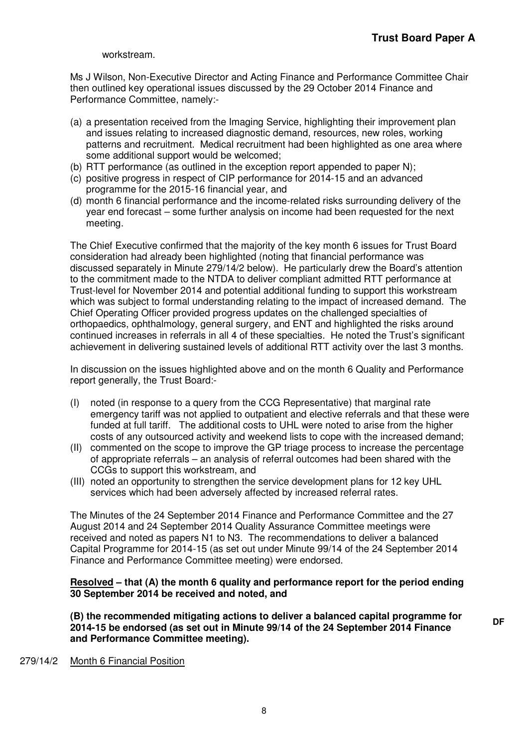workstream.

Ms J Wilson, Non-Executive Director and Acting Finance and Performance Committee Chair then outlined key operational issues discussed by the 29 October 2014 Finance and Performance Committee, namely:-

(a) a presentation received from the Imaging Service, highlighting their improvement plan and issues relating to increased diagnostic demand, resources, new roles, working patterns and recruitment. Medical recruitment had been highlighted as one area where some additional support would be welcomed;
(b) RTT performance (as outlined in the exception report appended to paper N);
(c) positive progress in respect of CIP performance for 2014-15 and an advanced programme for the 2015-16 financial year, and
(d) month 6 financial performance and the income-related risks surrounding delivery of the year end forecast – some further analysis on income had been requested for the next meeting.

The Chief Executive confirmed that the majority of the key month 6 issues for Trust Board consideration had already been highlighted (noting that financial performance was discussed separately in Minute 279/14/2 below). He particularly drew the Board's attention to the commitment made to the NTDA to deliver compliant admitted RTT performance at Trust-level for November 2014 and potential additional funding to support this workstream which was subject to formal understanding relating to the impact of increased demand. The Chief Operating Officer provided progress updates on the challenged specialties of orthopaedics, ophthalmology, general surgery, and ENT and highlighted the risks around continued increases in referrals in all 4 of these specialties. He noted the Trust's significant achievement in delivering sustained levels of additional RTT activity over the last 3 months.

In discussion on the issues highlighted above and on the month 6 Quality and Performance report generally, the Trust Board:-

(I) noted (in response to a query from the CCG Representative) that marginal rate emergency tariff was not applied to outpatient and elective referrals and that these were funded at full tariff. The additional costs to UHL were noted to arise from the higher costs of any outsourced activity and weekend lists to cope with the increased demand;
(II) commented on the scope to improve the GP triage process to increase the percentage of appropriate referrals – an analysis of referral outcomes had been shared with the CCGs to support this workstream, and
(III) noted an opportunity to strengthen the service development plans for 12 key UHL services which had been adversely affected by increased referral rates.

The Minutes of the 24 September 2014 Finance and Performance Committee and the 27 August 2014 and 24 September 2014 Quality Assurance Committee meetings were received and noted as papers N1 to N3. The recommendations to deliver a balanced Capital Programme for 2014-15 (as set out under Minute 99/14 of the 24 September 2014 Finance and Performance Committee meeting) were endorsed.

**<u>Resolved</u> – that (A) the month 6 quality and performance report for the period ending 30 September 2014 be received and noted, and**

**(B) the recommended mitigating actions to deliver a balanced capital programme for 2014-15 be endorsed (as set out in Minute 99/14 of the 24 September 2014 Finance and Performance Committee meeting).** **DF**

279/14/2 <u>Month 6 Financial Position</u>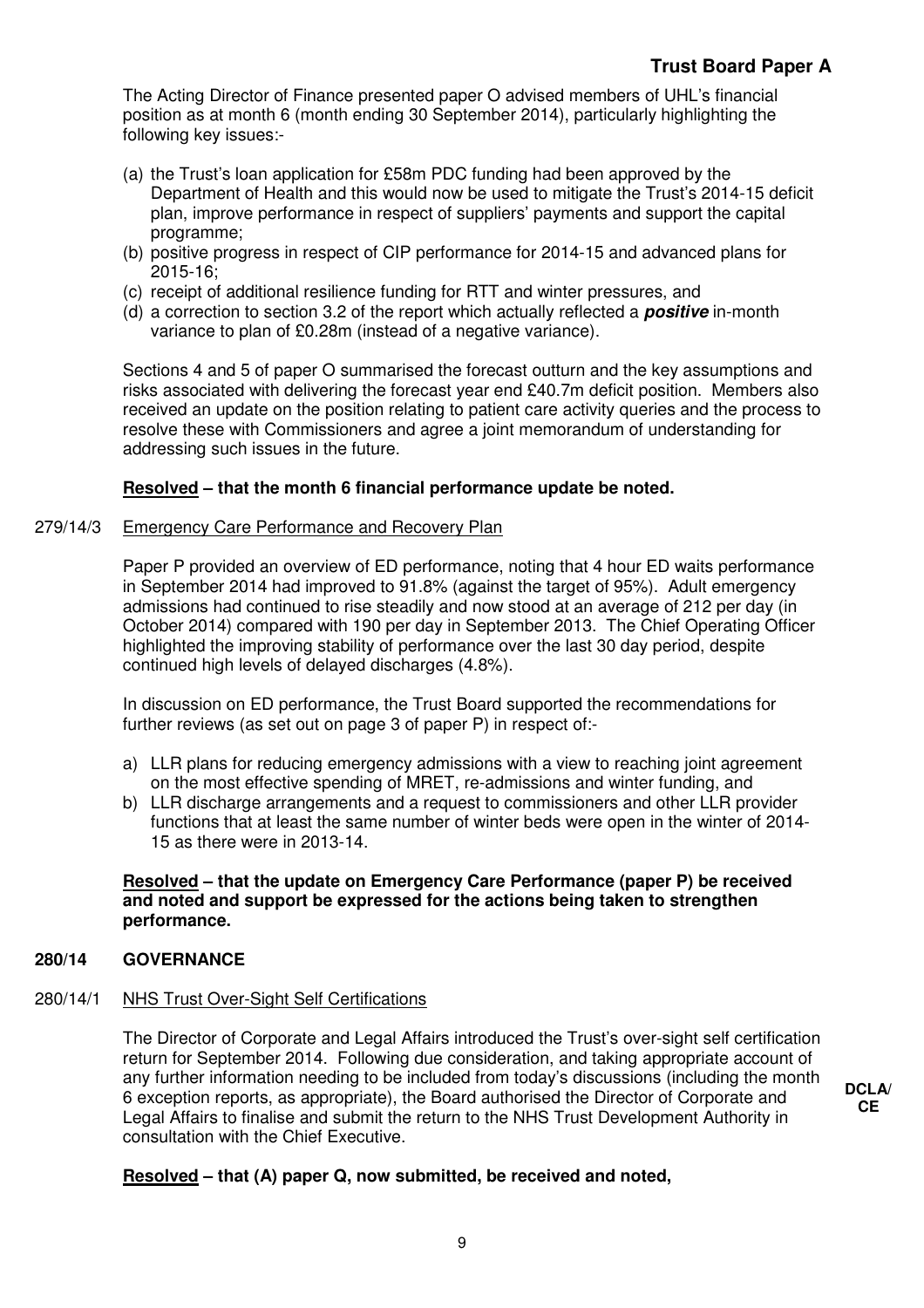The Acting Director of Finance presented paper O advised members of UHL's financial position as at month 6 (month ending 30 September 2014), particularly highlighting the following key issues:-

(a) the Trust's loan application for £58m PDC funding had been approved by the Department of Health and this would now be used to mitigate the Trust's 2014-15 deficit plan, improve performance in respect of suppliers' payments and support the capital programme;
(b) positive progress in respect of CIP performance for 2014-15 and advanced plans for 2015-16;
(c) receipt of additional resilience funding for RTT and winter pressures, and
(d) a correction to section 3.2 of the report which actually reflected a ***positive*** in-month variance to plan of £0.28m (instead of a negative variance).

Sections 4 and 5 of paper O summarised the forecast outturn and the key assumptions and risks associated with delivering the forecast year end £40.7m deficit position. Members also received an update on the position relating to patient care activity queries and the process to resolve these with Commissioners and agree a joint memorandum of understanding for addressing such issues in the future.

**Resolved – that the month 6 financial performance update be noted.**

279/14/3 Emergency Care Performance and Recovery Plan

Paper P provided an overview of ED performance, noting that 4 hour ED waits performance in September 2014 had improved to 91.8% (against the target of 95%). Adult emergency admissions had continued to rise steadily and now stood at an average of 212 per day (in October 2014) compared with 190 per day in September 2013. The Chief Operating Officer highlighted the improving stability of performance over the last 30 day period, despite continued high levels of delayed discharges (4.8%).

In discussion on ED performance, the Trust Board supported the recommendations for further reviews (as set out on page 3 of paper P) in respect of:-

a) LLR plans for reducing emergency admissions with a view to reaching joint agreement on the most effective spending of MRET, re-admissions and winter funding, and
b) LLR discharge arrangements and a request to commissioners and other LLR provider functions that at least the same number of winter beds were open in the winter of 2014-15 as there were in 2013-14.

**Resolved – that the update on Emergency Care Performance (paper P) be received and noted and support be expressed for the actions being taken to strengthen performance.**

**280/14 GOVERNANCE**

280/14/1 NHS Trust Over-Sight Self Certifications

The Director of Corporate and Legal Affairs introduced the Trust's over-sight self certification return for September 2014. Following due consideration, and taking appropriate account of any further information needing to be included from today's discussions (including the month 6 exception reports, as appropriate), the Board authorised the Director of Corporate and Legal Affairs to finalise and submit the return to the NHS Trust Development Authority in consultation with the Chief Executive.

**DCLA/CE**

**Resolved – that (A) paper Q, now submitted, be received and noted,**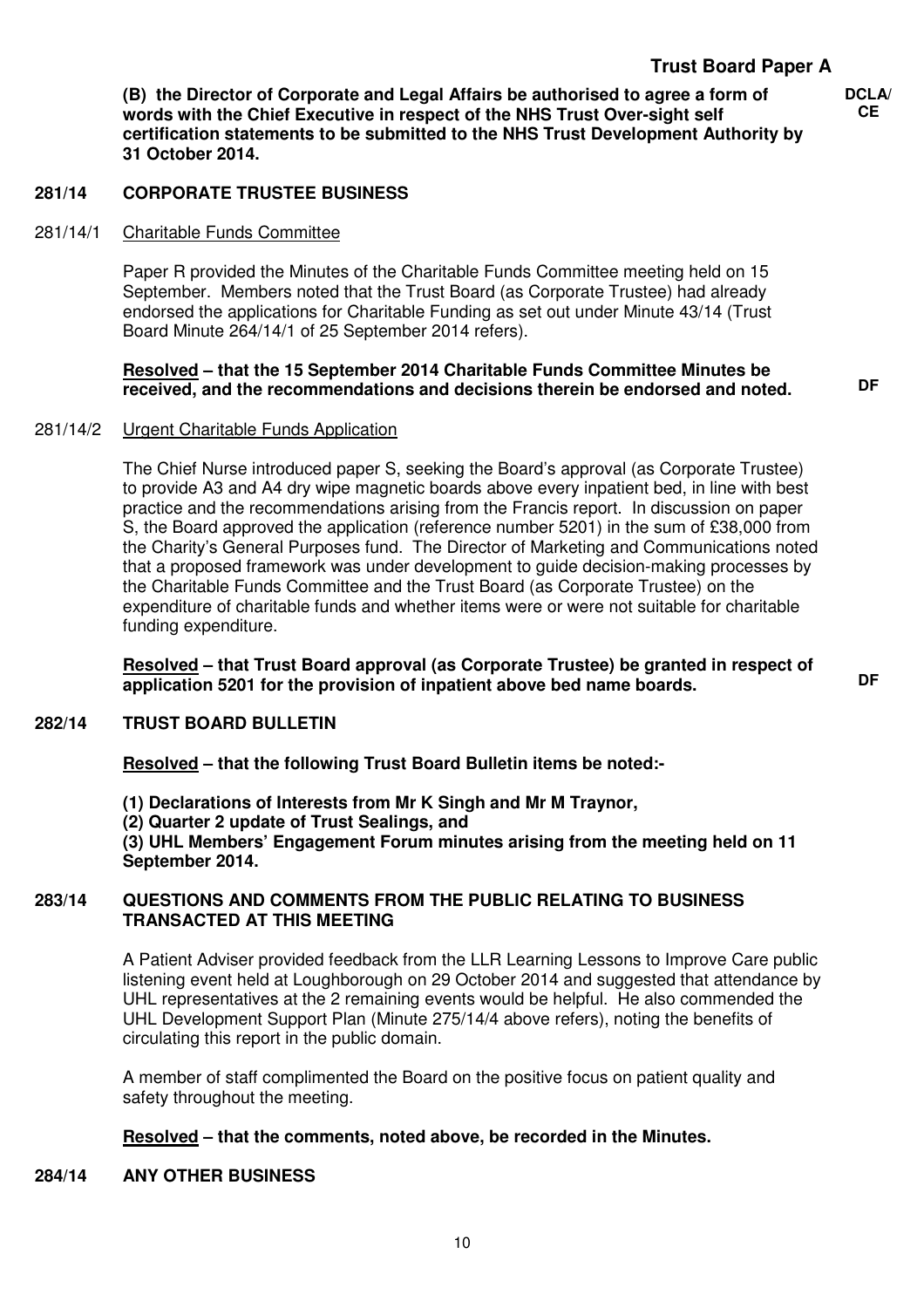**(B) the Director of Corporate and Legal Affairs be authorised to agree a form of words with the Chief Executive in respect of the NHS Trust Over-sight self certification statements to be submitted to the NHS Trust Development Authority by 31 October 2014.** — **DCLA/ CE**

## 281/14 CORPORATE TRUSTEE BUSINESS

### 281/14/1 Charitable Funds Committee

Paper R provided the Minutes of the Charitable Funds Committee meeting held on 15 September. Members noted that the Trust Board (as Corporate Trustee) had already endorsed the applications for Charitable Funding as set out under Minute 43/14 (Trust Board Minute 264/14/1 of 25 September 2014 refers).

**Resolved – that the 15 September 2014 Charitable Funds Committee Minutes be received, and the recommendations and decisions therein be endorsed and noted.** — **DF**

### 281/14/2 Urgent Charitable Funds Application

The Chief Nurse introduced paper S, seeking the Board's approval (as Corporate Trustee) to provide A3 and A4 dry wipe magnetic boards above every inpatient bed, in line with best practice and the recommendations arising from the Francis report. In discussion on paper S, the Board approved the application (reference number 5201) in the sum of £38,000 from the Charity's General Purposes fund. The Director of Marketing and Communications noted that a proposed framework was under development to guide decision-making processes by the Charitable Funds Committee and the Trust Board (as Corporate Trustee) on the expenditure of charitable funds and whether items were or were not suitable for charitable funding expenditure.

**Resolved – that Trust Board approval (as Corporate Trustee) be granted in respect of application 5201 for the provision of inpatient above bed name boards.** — **DF**

## 282/14 TRUST BOARD BULLETIN

**Resolved – that the following Trust Board Bulletin items be noted:-**

**(1) Declarations of Interests from Mr K Singh and Mr M Traynor,**
**(2) Quarter 2 update of Trust Sealings, and**
**(3) UHL Members' Engagement Forum minutes arising from the meeting held on 11 September 2014.**

## 283/14 QUESTIONS AND COMMENTS FROM THE PUBLIC RELATING TO BUSINESS TRANSACTED AT THIS MEETING

A Patient Adviser provided feedback from the LLR Learning Lessons to Improve Care public listening event held at Loughborough on 29 October 2014 and suggested that attendance by UHL representatives at the 2 remaining events would be helpful. He also commended the UHL Development Support Plan (Minute 275/14/4 above refers), noting the benefits of circulating this report in the public domain.

A member of staff complimented the Board on the positive focus on patient quality and safety throughout the meeting.

**Resolved – that the comments, noted above, be recorded in the Minutes.**

## 284/14 ANY OTHER BUSINESS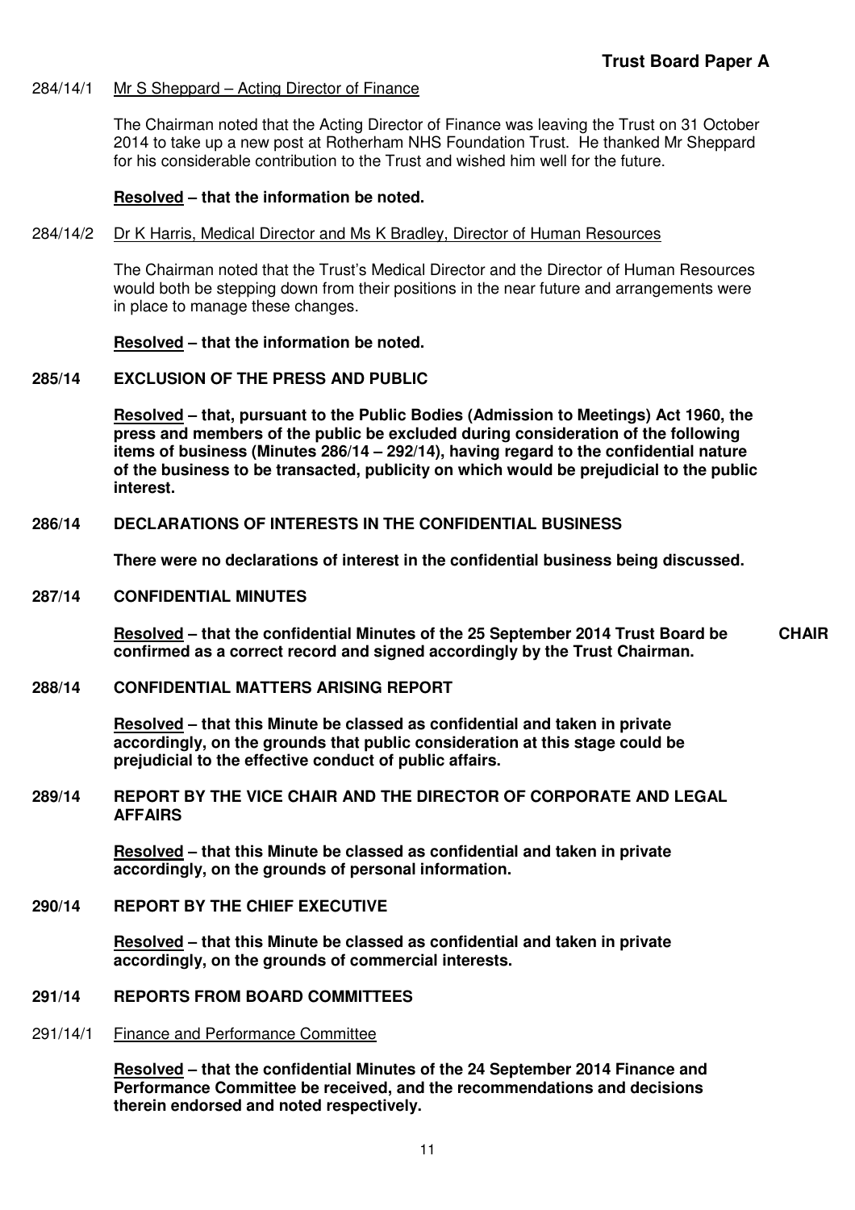**Trust Board Paper A**

284/14/1 Mr S Sheppard – Acting Director of Finance

The Chairman noted that the Acting Director of Finance was leaving the Trust on 31 October 2014 to take up a new post at Rotherham NHS Foundation Trust. He thanked Mr Sheppard for his considerable contribution to the Trust and wished him well for the future.

**Resolved – that the information be noted.**

284/14/2 Dr K Harris, Medical Director and Ms K Bradley, Director of Human Resources

The Chairman noted that the Trust's Medical Director and the Director of Human Resources would both be stepping down from their positions in the near future and arrangements were in place to manage these changes.

**Resolved – that the information be noted.**

**285/14 EXCLUSION OF THE PRESS AND PUBLIC**

**Resolved – that, pursuant to the Public Bodies (Admission to Meetings) Act 1960, the press and members of the public be excluded during consideration of the following items of business (Minutes 286/14 – 292/14), having regard to the confidential nature of the business to be transacted, publicity on which would be prejudicial to the public interest.**

**286/14 DECLARATIONS OF INTERESTS IN THE CONFIDENTIAL BUSINESS**

**There were no declarations of interest in the confidential business being discussed.**

**287/14 CONFIDENTIAL MINUTES**

**Resolved – that the confidential Minutes of the 25 September 2014 Trust Board be confirmed as a correct record and signed accordingly by the Trust Chairman.** **CHAIR**

**288/14 CONFIDENTIAL MATTERS ARISING REPORT**

**Resolved – that this Minute be classed as confidential and taken in private accordingly, on the grounds that public consideration at this stage could be prejudicial to the effective conduct of public affairs.**

**289/14 REPORT BY THE VICE CHAIR AND THE DIRECTOR OF CORPORATE AND LEGAL AFFAIRS**

**Resolved – that this Minute be classed as confidential and taken in private accordingly, on the grounds of personal information.**

**290/14 REPORT BY THE CHIEF EXECUTIVE**

**Resolved – that this Minute be classed as confidential and taken in private accordingly, on the grounds of commercial interests.**

**291/14 REPORTS FROM BOARD COMMITTEES**

291/14/1 Finance and Performance Committee

**Resolved – that the confidential Minutes of the 24 September 2014 Finance and Performance Committee be received, and the recommendations and decisions therein endorsed and noted respectively.**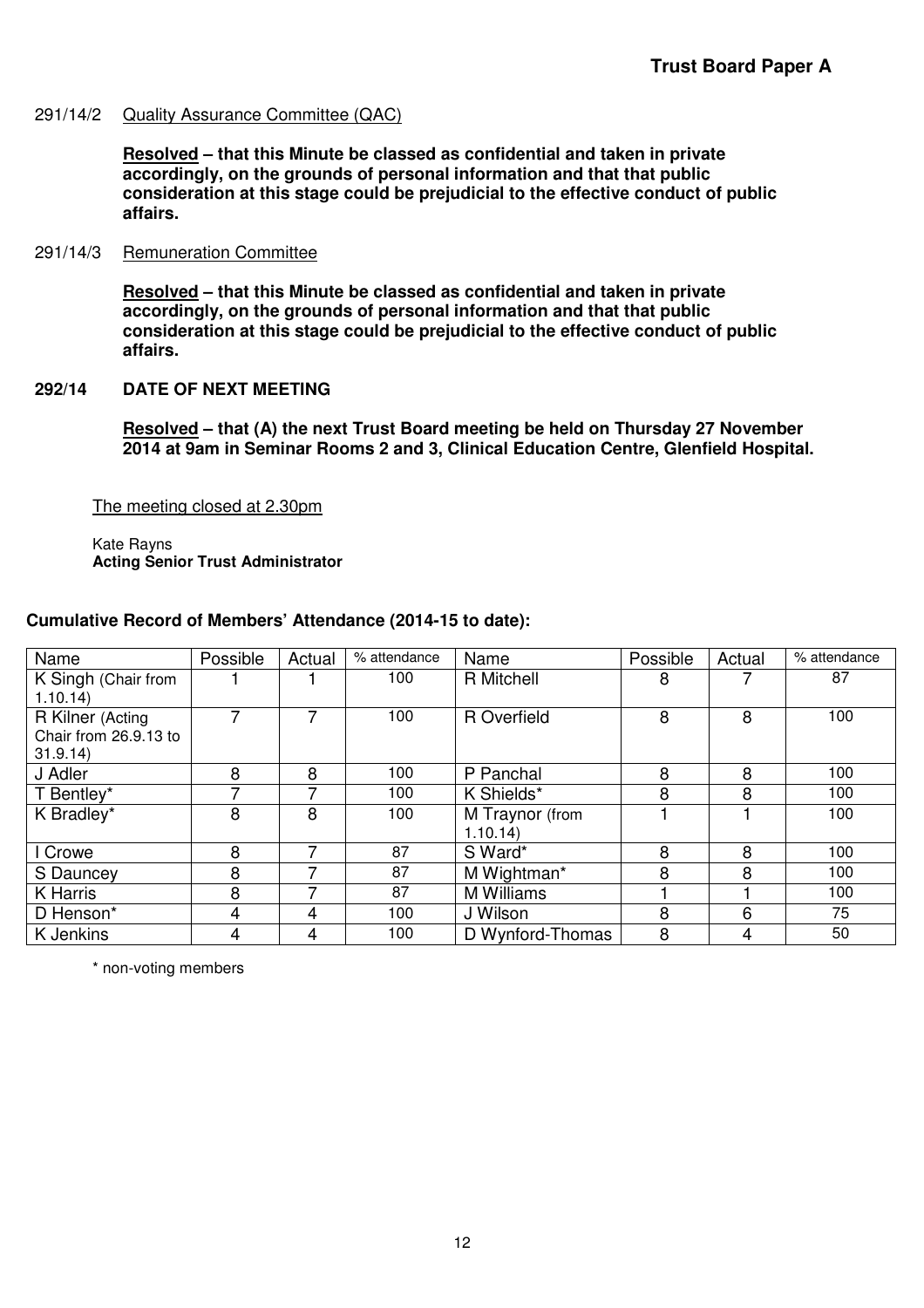**Trust Board Paper A**

291/14/2 Quality Assurance Committee (QAC)

**Resolved – that this Minute be classed as confidential and taken in private accordingly, on the grounds of personal information and that that public consideration at this stage could be prejudicial to the effective conduct of public affairs.**

291/14/3 Remuneration Committee

**Resolved – that this Minute be classed as confidential and taken in private accordingly, on the grounds of personal information and that that public consideration at this stage could be prejudicial to the effective conduct of public affairs.**

**292/14 DATE OF NEXT MEETING**

**Resolved – that (A) the next Trust Board meeting be held on Thursday 27 November 2014 at 9am in Seminar Rooms 2 and 3, Clinical Education Centre, Glenfield Hospital.**

The meeting closed at 2.30pm

Kate Rayns
**Acting Senior Trust Administrator**

**Cumulative Record of Members' Attendance (2014-15 to date):**

| Name | Possible | Actual | % attendance | Name | Possible | Actual | % attendance |
|---|---|---|---|---|---|---|---|
| K Singh (Chair from 1.10.14) | 1 | 1 | 100 | R Mitchell | 8 | 7 | 87 |
| R Kilner (Acting Chair from 26.9.13 to 31.9.14) | 7 | 7 | 100 | R Overfield | 8 | 8 | 100 |
| J Adler | 8 | 8 | 100 | P Panchal | 8 | 8 | 100 |
| T Bentley* | 7 | 7 | 100 | K Shields* | 8 | 8 | 100 |
| K Bradley* | 8 | 8 | 100 | M Traynor (from 1.10.14) | 1 | 1 | 100 |
| I Crowe | 8 | 7 | 87 | S Ward* | 8 | 8 | 100 |
| S Dauncey | 8 | 7 | 87 | M Wightman* | 8 | 8 | 100 |
| K Harris | 8 | 7 | 87 | M Williams | 1 | 1 | 100 |
| D Henson* | 4 | 4 | 100 | J Wilson | 8 | 6 | 75 |
| K Jenkins | 4 | 4 | 100 | D Wynford-Thomas | 8 | 4 | 50 |

* non-voting members